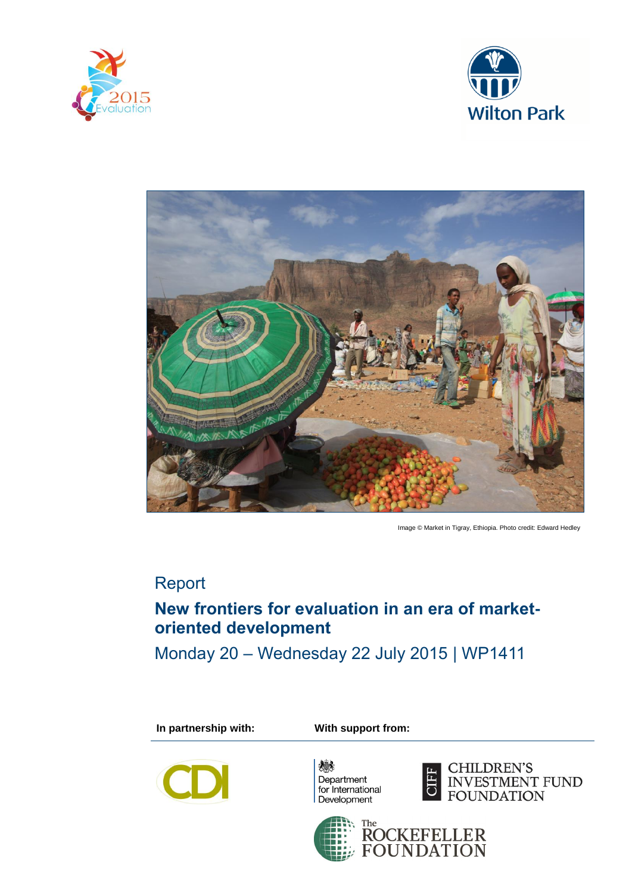Image © Market in Tigray, Ethiopia. Photo credit: Edward Hedley

Report

# New frontiers for evaluation in an era of market-oriented development

Monday 20 – Wednesday 22 July 2015 | WP1411

**In partnership with:**

**With support from:**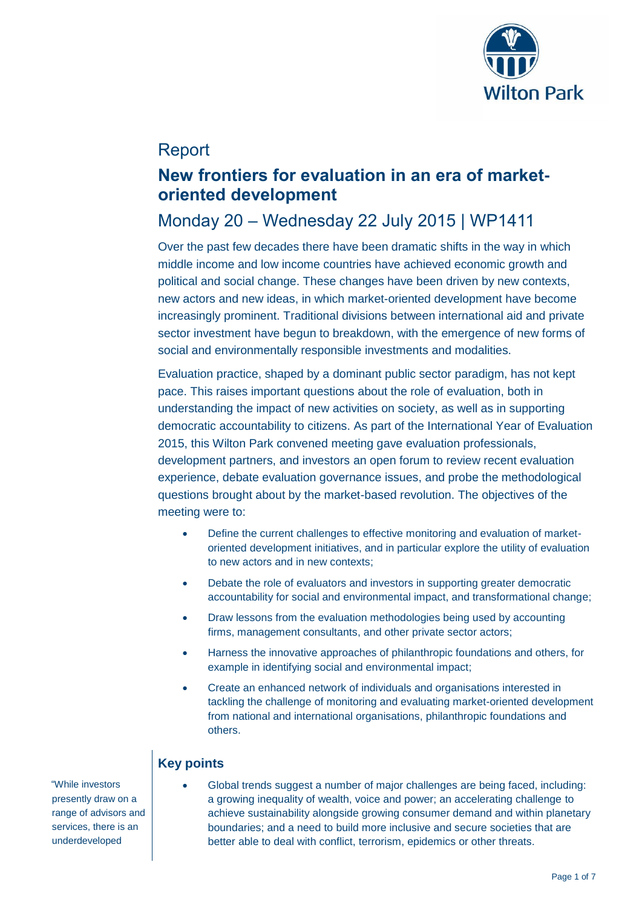# Report

## New frontiers for evaluation in an era of market-oriented development

## Monday 20 – Wednesday 22 July 2015 | WP1411

Over the past few decades there have been dramatic shifts in the way in which middle income and low income countries have achieved economic growth and political and social change. These changes have been driven by new contexts, new actors and new ideas, in which market-oriented development have become increasingly prominent. Traditional divisions between international aid and private sector investment have begun to breakdown, with the emergence of new forms of social and environmentally responsible investments and modalities.

Evaluation practice, shaped by a dominant public sector paradigm, has not kept pace. This raises important questions about the role of evaluation, both in understanding the impact of new activities on society, as well as in supporting democratic accountability to citizens. As part of the International Year of Evaluation 2015, this Wilton Park convened meeting gave evaluation professionals, development partners, and investors an open forum to review recent evaluation experience, debate evaluation governance issues, and probe the methodological questions brought about by the market-based revolution. The objectives of the meeting were to:

- Define the current challenges to effective monitoring and evaluation of market-oriented development initiatives, and in particular explore the utility of evaluation to new actors and in new contexts;
- Debate the role of evaluators and investors in supporting greater democratic accountability for social and environmental impact, and transformational change;
- Draw lessons from the evaluation methodologies being used by accounting firms, management consultants, and other private sector actors;
- Harness the innovative approaches of philanthropic foundations and others, for example in identifying social and environmental impact;
- Create an enhanced network of individuals and organisations interested in tackling the challenge of monitoring and evaluating market-oriented development from national and international organisations, philanthropic foundations and others.

### Key points

"While investors presently draw on a range of advisors and services, there is an underdeveloped

- Global trends suggest a number of major challenges are being faced, including: a growing inequality of wealth, voice and power; an accelerating challenge to achieve sustainability alongside growing consumer demand and within planetary boundaries; and a need to build more inclusive and secure societies that are better able to deal with conflict, terrorism, epidemics or other threats.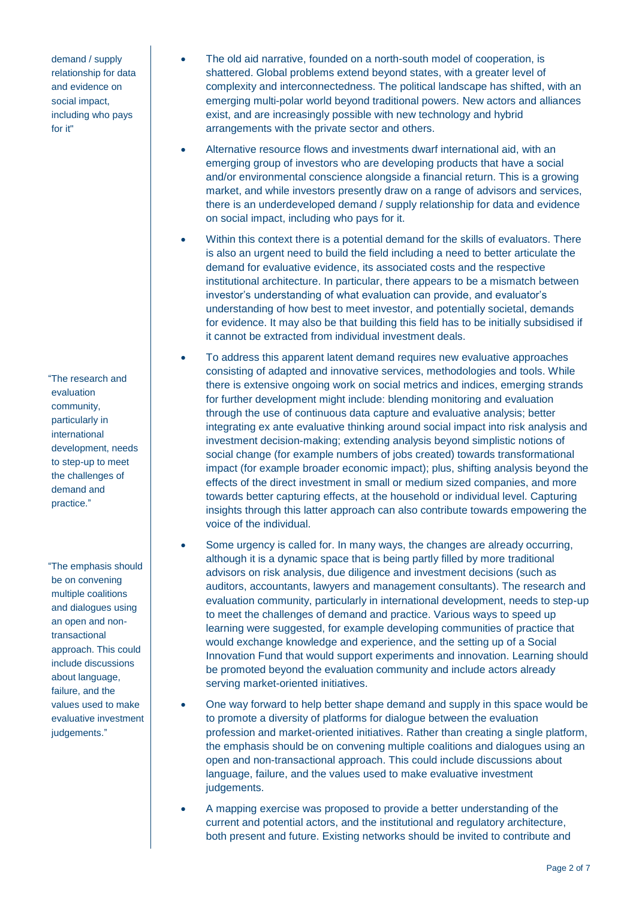demand / supply relationship for data and evidence on social impact, including who pays for it"

- The old aid narrative, founded on a north-south model of cooperation, is shattered. Global problems extend beyond states, with a greater level of complexity and interconnectedness. The political landscape has shifted, with an emerging multi-polar world beyond traditional powers. New actors and alliances exist, and are increasingly possible with new technology and hybrid arrangements with the private sector and others.
- Alternative resource flows and investments dwarf international aid, with an emerging group of investors who are developing products that have a social and/or environmental conscience alongside a financial return. This is a growing market, and while investors presently draw on a range of advisors and services, there is an underdeveloped demand / supply relationship for data and evidence on social impact, including who pays for it.
- Within this context there is a potential demand for the skills of evaluators. There is also an urgent need to build the field including a need to better articulate the demand for evaluative evidence, its associated costs and the respective institutional architecture. In particular, there appears to be a mismatch between investor's understanding of what evaluation can provide, and evaluator's understanding of how best to meet investor, and potentially societal, demands for evidence. It may also be that building this field has to be initially subsidised if it cannot be extracted from individual investment deals.
- To address this apparent latent demand requires new evaluative approaches consisting of adapted and innovative services, methodologies and tools. While there is extensive ongoing work on social metrics and indices, emerging strands for further development might include: blending monitoring and evaluation through the use of continuous data capture and evaluative analysis; better integrating ex ante evaluative thinking around social impact into risk analysis and investment decision-making; extending analysis beyond simplistic notions of social change (for example numbers of jobs created) towards transformational impact (for example broader economic impact); plus, shifting analysis beyond the effects of the direct investment in small or medium sized companies, and more towards better capturing effects, at the household or individual level. Capturing insights through this latter approach can also contribute towards empowering the voice of the individual.

"The research and evaluation community, particularly in international development, needs to step-up to meet the challenges of demand and practice."

- Some urgency is called for. In many ways, the changes are already occurring, although it is a dynamic space that is being partly filled by more traditional advisors on risk analysis, due diligence and investment decisions (such as auditors, accountants, lawyers and management consultants). The research and evaluation community, particularly in international development, needs to step-up to meet the challenges of demand and practice. Various ways to speed up learning were suggested, for example developing communities of practice that would exchange knowledge and experience, and the setting up of a Social Innovation Fund that would support experiments and innovation. Learning should be promoted beyond the evaluation community and include actors already serving market-oriented initiatives.

"The emphasis should be on convening multiple coalitions and dialogues using an open and non-transactional approach. This could include discussions about language, failure, and the values used to make evaluative investment judgements."

- One way forward to help better shape demand and supply in this space would be to promote a diversity of platforms for dialogue between the evaluation profession and market-oriented initiatives. Rather than creating a single platform, the emphasis should be on convening multiple coalitions and dialogues using an open and non-transactional approach. This could include discussions about language, failure, and the values used to make evaluative investment judgements.
- A mapping exercise was proposed to provide a better understanding of the current and potential actors, and the institutional and regulatory architecture, both present and future. Existing networks should be invited to contribute and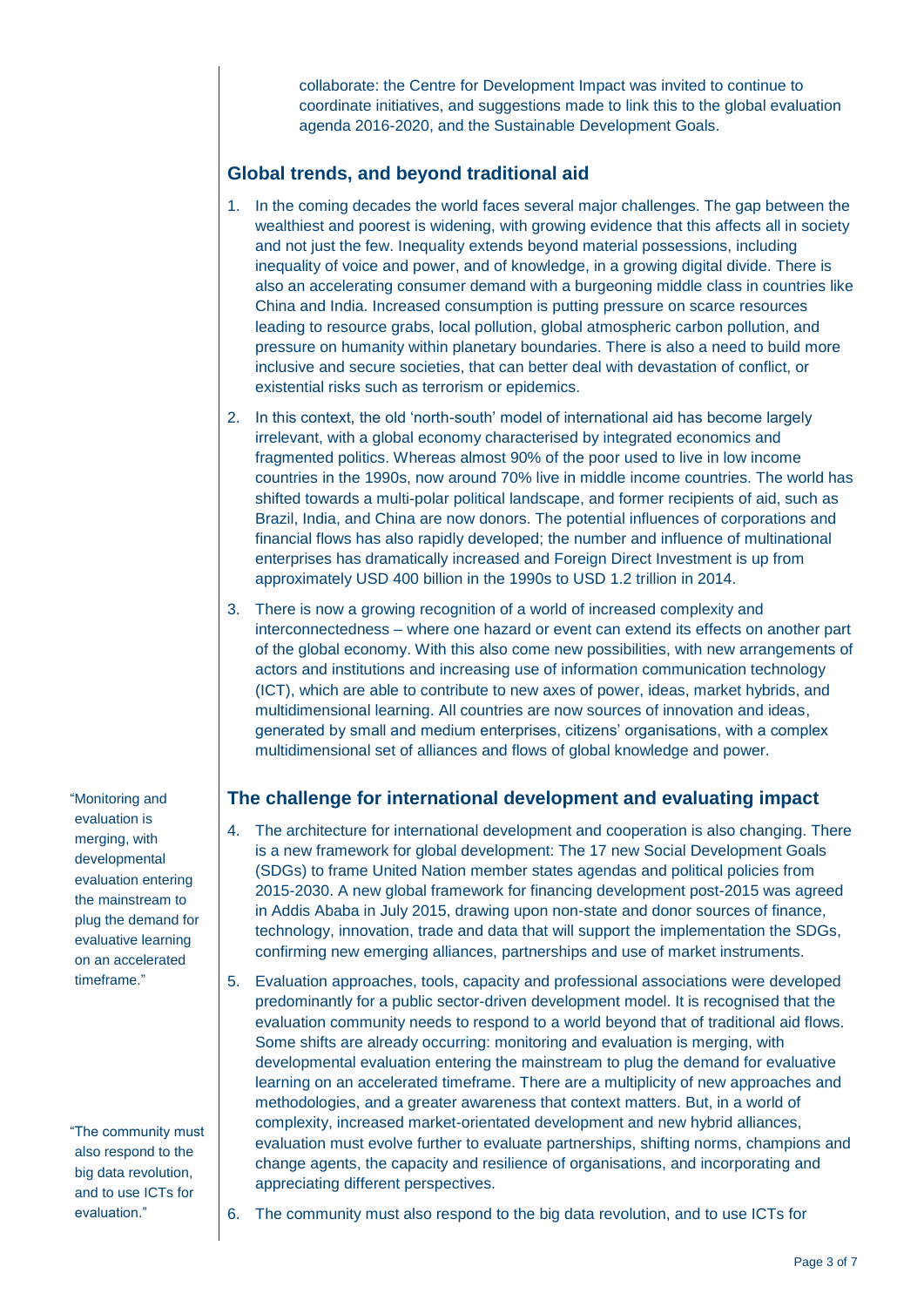collaborate: the Centre for Development Impact was invited to continue to coordinate initiatives, and suggestions made to link this to the global evaluation agenda 2016-2020, and the Sustainable Development Goals.

## Global trends, and beyond traditional aid

1. In the coming decades the world faces several major challenges. The gap between the wealthiest and poorest is widening, with growing evidence that this affects all in society and not just the few. Inequality extends beyond material possessions, including inequality of voice and power, and of knowledge, in a growing digital divide. There is also an accelerating consumer demand with a burgeoning middle class in countries like China and India. Increased consumption is putting pressure on scarce resources leading to resource grabs, local pollution, global atmospheric carbon pollution, and pressure on humanity within planetary boundaries. There is also a need to build more inclusive and secure societies, that can better deal with devastation of conflict, or existential risks such as terrorism or epidemics.
2. In this context, the old 'north-south' model of international aid has become largely irrelevant, with a global economy characterised by integrated economics and fragmented politics. Whereas almost 90% of the poor used to live in low income countries in the 1990s, now around 70% live in middle income countries. The world has shifted towards a multi-polar political landscape, and former recipients of aid, such as Brazil, India, and China are now donors. The potential influences of corporations and financial flows has also rapidly developed; the number and influence of multinational enterprises has dramatically increased and Foreign Direct Investment is up from approximately USD 400 billion in the 1990s to USD 1.2 trillion in 2014.
3. There is now a growing recognition of a world of increased complexity and interconnectedness – where one hazard or event can extend its effects on another part of the global economy. With this also come new possibilities, with new arrangements of actors and institutions and increasing use of information communication technology (ICT), which are able to contribute to new axes of power, ideas, market hybrids, and multidimensional learning. All countries are now sources of innovation and ideas, generated by small and medium enterprises, citizens' organisations, with a complex multidimensional set of alliances and flows of global knowledge and power.

## The challenge for international development and evaluating impact

"Monitoring and evaluation is merging, with developmental evaluation entering the mainstream to plug the demand for evaluative learning on an accelerated timeframe."

4. The architecture for international development and cooperation is also changing. There is a new framework for global development: The 17 new Social Development Goals (SDGs) to frame United Nation member states agendas and political policies from 2015-2030. A new global framework for financing development post-2015 was agreed in Addis Ababa in July 2015, drawing upon non-state and donor sources of finance, technology, innovation, trade and data that will support the implementation the SDGs, confirming new emerging alliances, partnerships and use of market instruments.
5. Evaluation approaches, tools, capacity and professional associations were developed predominantly for a public sector-driven development model. It is recognised that the evaluation community needs to respond to a world beyond that of traditional aid flows. Some shifts are already occurring: monitoring and evaluation is merging, with developmental evaluation entering the mainstream to plug the demand for evaluative learning on an accelerated timeframe. There are a multiplicity of new approaches and methodologies, and a greater awareness that context matters. But, in a world of complexity, increased market-orientated development and new hybrid alliances, evaluation must evolve further to evaluate partnerships, shifting norms, champions and change agents, the capacity and resilience of organisations, and incorporating and appreciating different perspectives.

"The community must also respond to the big data revolution, and to use ICTs for evaluation."

6. The community must also respond to the big data revolution, and to use ICTs for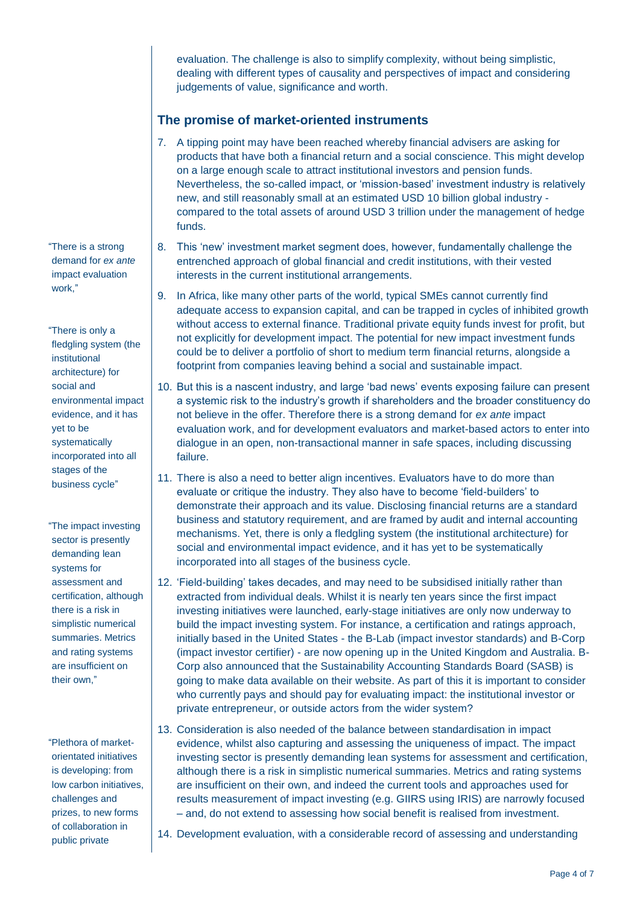evaluation. The challenge is also to simplify complexity, without being simplistic, dealing with different types of causality and perspectives of impact and considering judgements of value, significance and worth.

## The promise of market-oriented instruments

7. A tipping point may have been reached whereby financial advisers are asking for products that have both a financial return and a social conscience. This might develop on a large enough scale to attract institutional investors and pension funds. Nevertheless, the so-called impact, or 'mission-based' investment industry is relatively new, and still reasonably small at an estimated USD 10 billion global industry - compared to the total assets of around USD 3 trillion under the management of hedge funds.

8. This 'new' investment market segment does, however, fundamentally challenge the entrenched approach of global financial and credit institutions, with their vested interests in the current institutional arrangements.

9. In Africa, like many other parts of the world, typical SMEs cannot currently find adequate access to expansion capital, and can be trapped in cycles of inhibited growth without access to external finance. Traditional private equity funds invest for profit, but not explicitly for development impact. The potential for new impact investment funds could be to deliver a portfolio of short to medium term financial returns, alongside a footprint from companies leaving behind a social and sustainable impact.

10. But this is a nascent industry, and large 'bad news' events exposing failure can present a systemic risk to the industry's growth if shareholders and the broader constituency do not believe in the offer. Therefore there is a strong demand for *ex ante* impact evaluation work, and for development evaluators and market-based actors to enter into dialogue in an open, non-transactional manner in safe spaces, including discussing failure.

11. There is also a need to better align incentives. Evaluators have to do more than evaluate or critique the industry. They also have to become 'field-builders' to demonstrate their approach and its value. Disclosing financial returns are a standard business and statutory requirement, and are framed by audit and internal accounting mechanisms. Yet, there is only a fledgling system (the institutional architecture) for social and environmental impact evidence, and it has yet to be systematically incorporated into all stages of the business cycle.

12. 'Field-building' takes decades, and may need to be subsidised initially rather than extracted from individual deals. Whilst it is nearly ten years since the first impact investing initiatives were launched, early-stage initiatives are only now underway to build the impact investing system. For instance, a certification and ratings approach, initially based in the United States - the B-Lab (impact investor standards) and B-Corp (impact investor certifier) - are now opening up in the United Kingdom and Australia. B-Corp also announced that the Sustainability Accounting Standards Board (SASB) is going to make data available on their website. As part of this it is important to consider who currently pays and should pay for evaluating impact: the institutional investor or private entrepreneur, or outside actors from the wider system?

13. Consideration is also needed of the balance between standardisation in impact evidence, whilst also capturing and assessing the uniqueness of impact. The impact investing sector is presently demanding lean systems for assessment and certification, although there is a risk in simplistic numerical summaries. Metrics and rating systems are insufficient on their own, and indeed the current tools and approaches used for results measurement of impact investing (e.g. GIIRS using IRIS) are narrowly focused – and, do not extend to assessing how social benefit is realised from investment.

14. Development evaluation, with a considerable record of assessing and understanding

> "There is a strong demand for *ex ante* impact evaluation work,"

> "There is only a fledgling system (the institutional architecture) for social and environmental impact evidence, and it has yet to be systematically incorporated into all stages of the business cycle"

> "The impact investing sector is presently demanding lean systems for assessment and certification, although there is a risk in simplistic numerical summaries. Metrics and rating systems are insufficient on their own,"

> "Plethora of market-orientated initiatives is developing: from low carbon initiatives, challenges and prizes, to new forms of collaboration in public private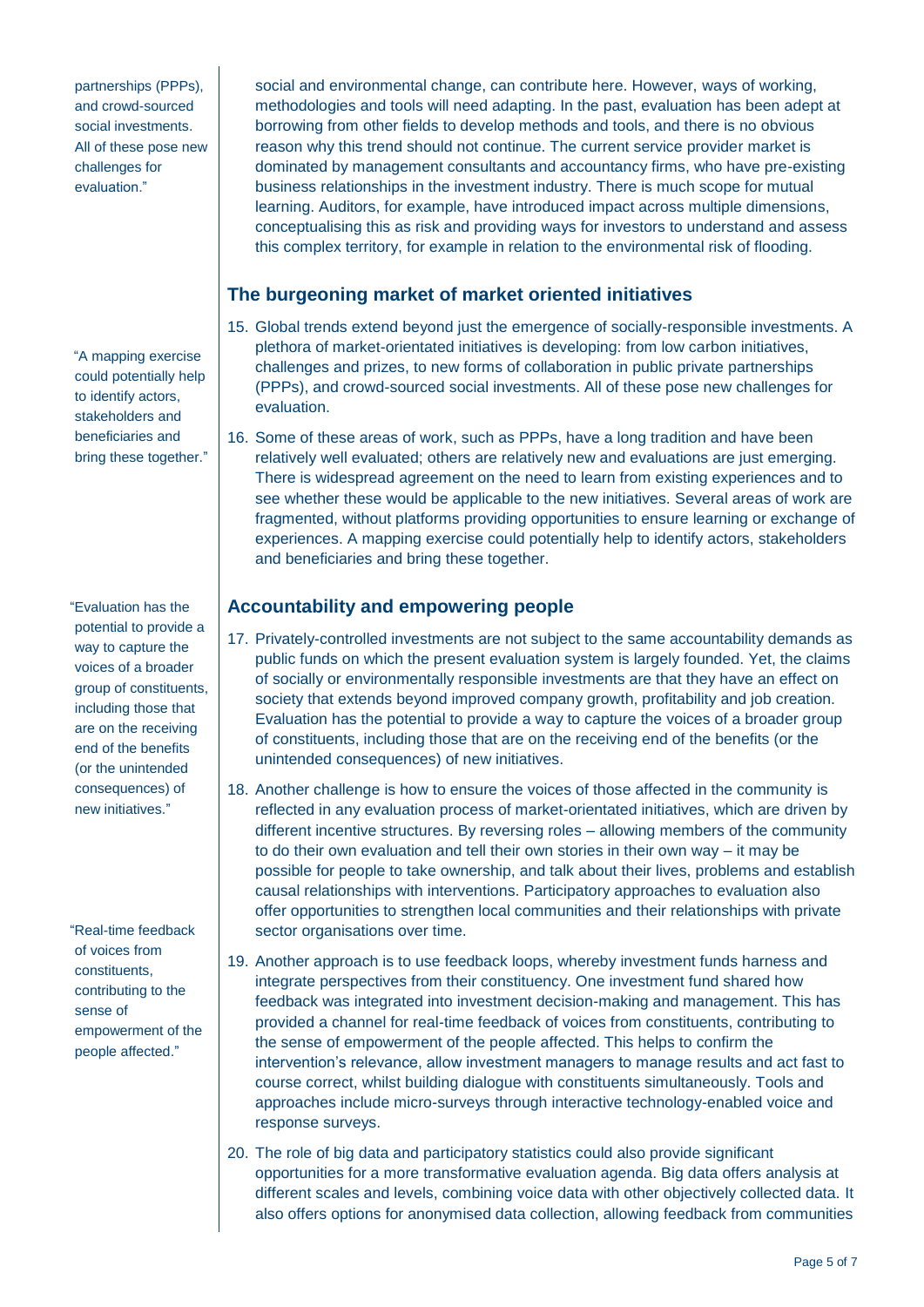social and environmental change, can contribute here. However, ways of working, methodologies and tools will need adapting. In the past, evaluation has been adept at borrowing from other fields to develop methods and tools, and there is no obvious reason why this trend should not continue. The current service provider market is dominated by management consultants and accountancy firms, who have pre-existing business relationships in the investment industry. There is much scope for mutual learning. Auditors, for example, have introduced impact across multiple dimensions, conceptualising this as risk and providing ways for investors to understand and assess this complex territory, for example in relation to the environmental risk of flooding.

## The burgeoning market of market oriented initiatives

15. Global trends extend beyond just the emergence of socially-responsible investments. A plethora of market-orientated initiatives is developing: from low carbon initiatives, challenges and prizes, to new forms of collaboration in public private partnerships (PPPs), and crowd-sourced social investments. All of these pose new challenges for evaluation.

16. Some of these areas of work, such as PPPs, have a long tradition and have been relatively well evaluated; others are relatively new and evaluations are just emerging. There is widespread agreement on the need to learn from existing experiences and to see whether these would be applicable to the new initiatives. Several areas of work are fragmented, without platforms providing opportunities to ensure learning or exchange of experiences. A mapping exercise could potentially help to identify actors, stakeholders and beneficiaries and bring these together.

## Accountability and empowering people

17. Privately-controlled investments are not subject to the same accountability demands as public funds on which the present evaluation system is largely founded. Yet, the claims of socially or environmentally responsible investments are that they have an effect on society that extends beyond improved company growth, profitability and job creation. Evaluation has the potential to provide a way to capture the voices of a broader group of constituents, including those that are on the receiving end of the benefits (or the unintended consequences) of new initiatives.

18. Another challenge is how to ensure the voices of those affected in the community is reflected in any evaluation process of market-orientated initiatives, which are driven by different incentive structures. By reversing roles – allowing members of the community to do their own evaluation and tell their own stories in their own way – it may be possible for people to take ownership, and talk about their lives, problems and establish causal relationships with interventions. Participatory approaches to evaluation also offer opportunities to strengthen local communities and their relationships with private sector organisations over time.

19. Another approach is to use feedback loops, whereby investment funds harness and integrate perspectives from their constituency. One investment fund shared how feedback was integrated into investment decision-making and management. This has provided a channel for real-time feedback of voices from constituents, contributing to the sense of empowerment of the people affected. This helps to confirm the intervention's relevance, allow investment managers to manage results and act fast to course correct, whilst building dialogue with constituents simultaneously. Tools and approaches include micro-surveys through interactive technology-enabled voice and response surveys.

20. The role of big data and participatory statistics could also provide significant opportunities for a more transformative evaluation agenda. Big data offers analysis at different scales and levels, combining voice data with other objectively collected data. It also offers options for anonymised data collection, allowing feedback from communities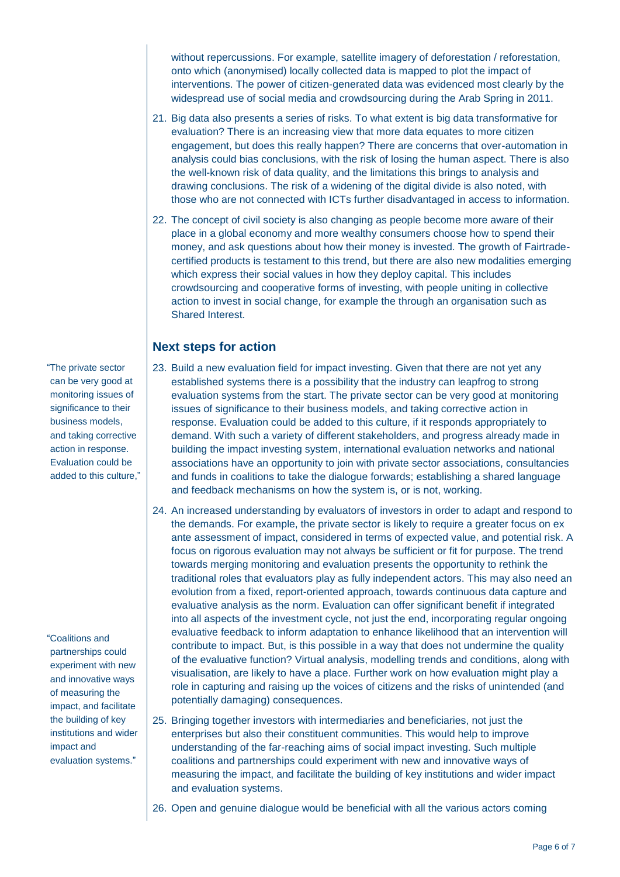without repercussions. For example, satellite imagery of deforestation / reforestation, onto which (anonymised) locally collected data is mapped to plot the impact of interventions. The power of citizen-generated data was evidenced most clearly by the widespread use of social media and crowdsourcing during the Arab Spring in 2011.

21. Big data also presents a series of risks. To what extent is big data transformative for evaluation? There is an increasing view that more data equates to more citizen engagement, but does this really happen? There are concerns that over-automation in analysis could bias conclusions, with the risk of losing the human aspect. There is also the well-known risk of data quality, and the limitations this brings to analysis and drawing conclusions. The risk of a widening of the digital divide is also noted, with those who are not connected with ICTs further disadvantaged in access to information.

22. The concept of civil society is also changing as people become more aware of their place in a global economy and more wealthy consumers choose how to spend their money, and ask questions about how their money is invested. The growth of Fairtrade-certified products is testament to this trend, but there are also new modalities emerging which express their social values in how they deploy capital. This includes crowdsourcing and cooperative forms of investing, with people uniting in collective action to invest in social change, for example the through an organisation such as Shared Interest.

## Next steps for action

"The private sector can be very good at monitoring issues of significance to their business models, and taking corrective action in response. Evaluation could be added to this culture,"

23. Build a new evaluation field for impact investing. Given that there are not yet any established systems there is a possibility that the industry can leapfrog to strong evaluation systems from the start. The private sector can be very good at monitoring issues of significance to their business models, and taking corrective action in response. Evaluation could be added to this culture, if it responds appropriately to demand. With such a variety of different stakeholders, and progress already made in building the impact investing system, international evaluation networks and national associations have an opportunity to join with private sector associations, consultancies and funds in coalitions to take the dialogue forwards; establishing a shared language and feedback mechanisms on how the system is, or is not, working.

24. An increased understanding by evaluators of investors in order to adapt and respond to the demands. For example, the private sector is likely to require a greater focus on ex ante assessment of impact, considered in terms of expected value, and potential risk. A focus on rigorous evaluation may not always be sufficient or fit for purpose. The trend towards merging monitoring and evaluation presents the opportunity to rethink the traditional roles that evaluators play as fully independent actors. This may also need an evolution from a fixed, report-oriented approach, towards continuous data capture and evaluative analysis as the norm. Evaluation can offer significant benefit if integrated into all aspects of the investment cycle, not just the end, incorporating regular ongoing evaluative feedback to inform adaptation to enhance likelihood that an intervention will contribute to impact. But, is this possible in a way that does not undermine the quality of the evaluative function? Virtual analysis, modelling trends and conditions, along with visualisation, are likely to have a place. Further work on how evaluation might play a role in capturing and raising up the voices of citizens and the risks of unintended (and potentially damaging) consequences.

"Coalitions and partnerships could experiment with new and innovative ways of measuring the impact, and facilitate the building of key institutions and wider impact and evaluation systems."

25. Bringing together investors with intermediaries and beneficiaries, not just the enterprises but also their constituent communities. This would help to improve understanding of the far-reaching aims of social impact investing. Such multiple coalitions and partnerships could experiment with new and innovative ways of measuring the impact, and facilitate the building of key institutions and wider impact and evaluation systems.

26. Open and genuine dialogue would be beneficial with all the various actors coming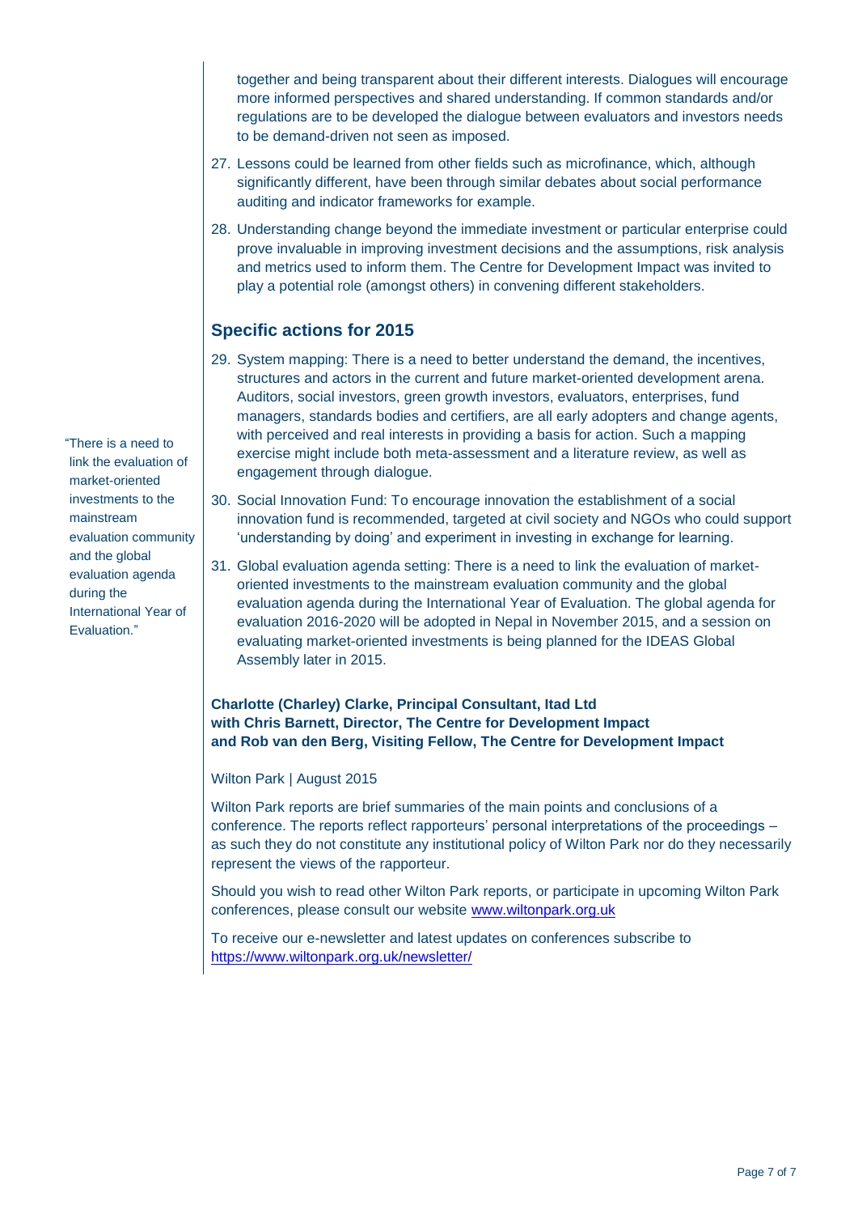together and being transparent about their different interests. Dialogues will encourage more informed perspectives and shared understanding. If common standards and/or regulations are to be developed the dialogue between evaluators and investors needs to be demand-driven not seen as imposed.

27. Lessons could be learned from other fields such as microfinance, which, although significantly different, have been through similar debates about social performance auditing and indicator frameworks for example.

28. Understanding change beyond the immediate investment or particular enterprise could prove invaluable in improving investment decisions and the assumptions, risk analysis and metrics used to inform them. The Centre for Development Impact was invited to play a potential role (amongst others) in convening different stakeholders.

## Specific actions for 2015

29. System mapping: There is a need to better understand the demand, the incentives, structures and actors in the current and future market-oriented development arena. Auditors, social investors, green growth investors, evaluators, enterprises, fund managers, standards bodies and certifiers, are all early adopters and change agents, with perceived and real interests in providing a basis for action. Such a mapping exercise might include both meta-assessment and a literature review, as well as engagement through dialogue.

30. Social Innovation Fund: To encourage innovation the establishment of a social innovation fund is recommended, targeted at civil society and NGOs who could support 'understanding by doing' and experiment in investing in exchange for learning.

31. Global evaluation agenda setting: There is a need to link the evaluation of market-oriented investments to the mainstream evaluation community and the global evaluation agenda during the International Year of Evaluation. The global agenda for evaluation 2016-2020 will be adopted in Nepal in November 2015, and a session on evaluating market-oriented investments is being planned for the IDEAS Global Assembly later in 2015.

"There is a need to link the evaluation of market-oriented investments to the mainstream evaluation community and the global evaluation agenda during the International Year of Evaluation."

**Charlotte (Charley) Clarke, Principal Consultant, Itad Ltd**
**with Chris Barnett, Director, The Centre for Development Impact**
**and Rob van den Berg, Visiting Fellow, The Centre for Development Impact**

Wilton Park | August 2015

Wilton Park reports are brief summaries of the main points and conclusions of a conference. The reports reflect rapporteurs' personal interpretations of the proceedings – as such they do not constitute any institutional policy of Wilton Park nor do they necessarily represent the views of the rapporteur.

Should you wish to read other Wilton Park reports, or participate in upcoming Wilton Park conferences, please consult our website [www.wiltonpark.org.uk](www.wiltonpark.org.uk)

To receive our e-newsletter and latest updates on conferences subscribe to [https://www.wiltonpark.org.uk/newsletter/](https://www.wiltonpark.org.uk/newsletter/)